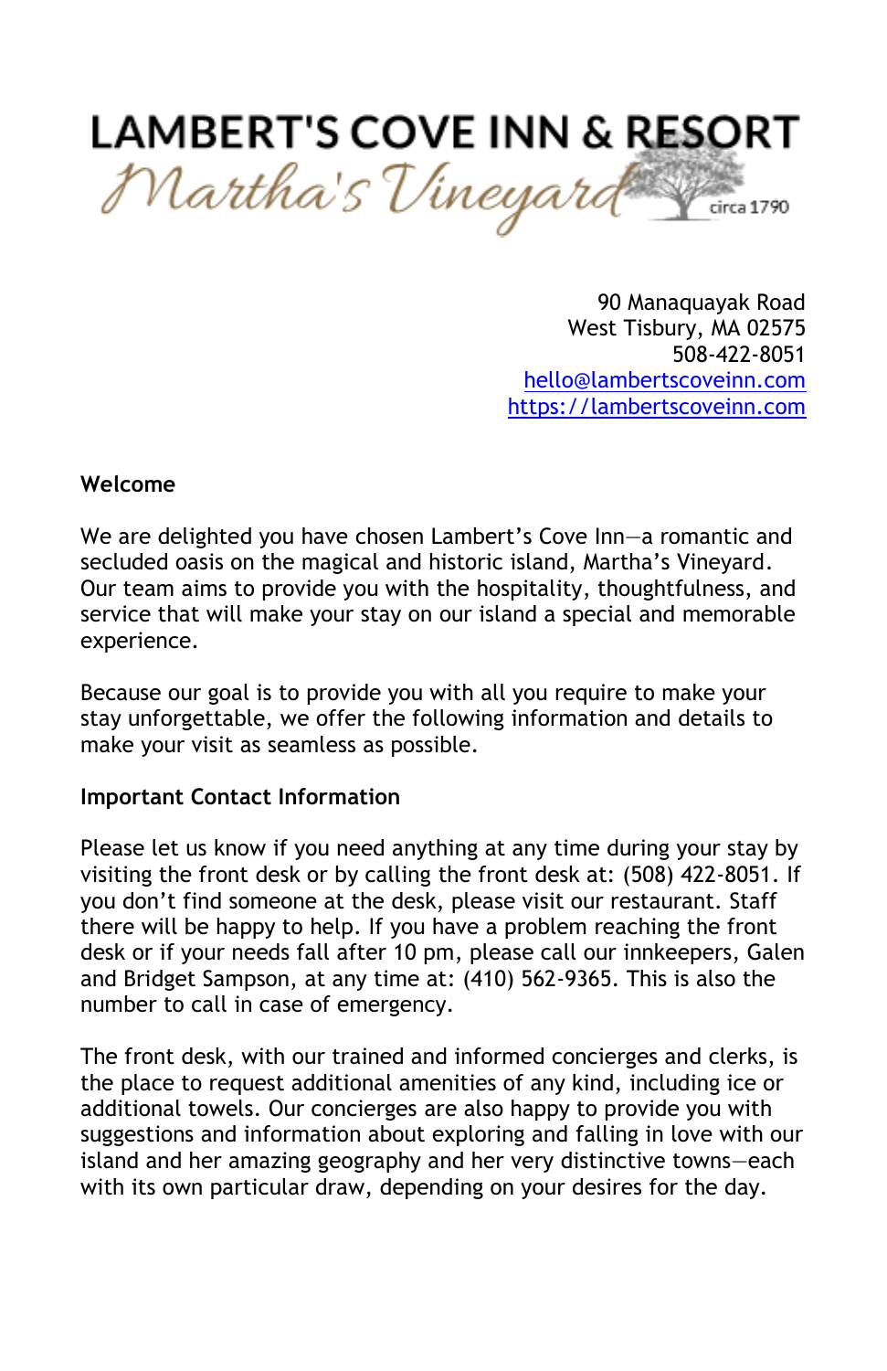# LAMBERT'S COVE INN & RESORT

*Martha's Vineyard* circa 1790

90 Manaquayak Road
West Tisbury, MA 02575
508-422-8051
hello@lambertscoveinn.com
https://lambertscoveinn.com

**Welcome**

We are delighted you have chosen Lambert's Cove Inn—a romantic and secluded oasis on the magical and historic island, Martha's Vineyard. Our team aims to provide you with the hospitality, thoughtfulness, and service that will make your stay on our island a special and memorable experience.

Because our goal is to provide you with all you require to make your stay unforgettable, we offer the following information and details to make your visit as seamless as possible.

**Important Contact Information**

Please let us know if you need anything at any time during your stay by visiting the front desk or by calling the front desk at: (508) 422-8051. If you don't find someone at the desk, please visit our restaurant. Staff there will be happy to help. If you have a problem reaching the front desk or if your needs fall after 10 pm, please call our innkeepers, Galen and Bridget Sampson, at any time at: (410) 562-9365. This is also the number to call in case of emergency.

The front desk, with our trained and informed concierges and clerks, is the place to request additional amenities of any kind, including ice or additional towels. Our concierges are also happy to provide you with suggestions and information about exploring and falling in love with our island and her amazing geography and her very distinctive towns—each with its own particular draw, depending on your desires for the day.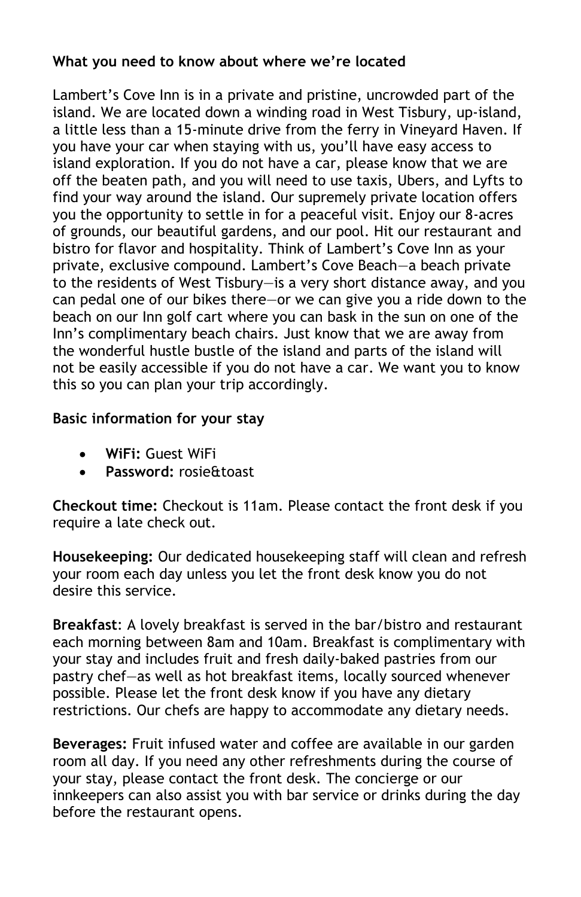**What you need to know about where we're located**

Lambert's Cove Inn is in a private and pristine, uncrowded part of the island. We are located down a winding road in West Tisbury, up-island, a little less than a 15-minute drive from the ferry in Vineyard Haven. If you have your car when staying with us, you'll have easy access to island exploration. If you do not have a car, please know that we are off the beaten path, and you will need to use taxis, Ubers, and Lyfts to find your way around the island. Our supremely private location offers you the opportunity to settle in for a peaceful visit. Enjoy our 8-acres of grounds, our beautiful gardens, and our pool. Hit our restaurant and bistro for flavor and hospitality. Think of Lambert's Cove Inn as your private, exclusive compound. Lambert's Cove Beach—a beach private to the residents of West Tisbury—is a very short distance away, and you can pedal one of our bikes there—or we can give you a ride down to the beach on our Inn golf cart where you can bask in the sun on one of the Inn's complimentary beach chairs. Just know that we are away from the wonderful hustle bustle of the island and parts of the island will not be easily accessible if you do not have a car. We want you to know this so you can plan your trip accordingly.

**Basic information for your stay**

- **WiFi:** Guest WiFi
- **Password:** rosie&toast

**Checkout time:** Checkout is 11am. Please contact the front desk if you require a late check out.

**Housekeeping:** Our dedicated housekeeping staff will clean and refresh your room each day unless you let the front desk know you do not desire this service.

**Breakfast**: A lovely breakfast is served in the bar/bistro and restaurant each morning between 8am and 10am. Breakfast is complimentary with your stay and includes fruit and fresh daily-baked pastries from our pastry chef—as well as hot breakfast items, locally sourced whenever possible. Please let the front desk know if you have any dietary restrictions. Our chefs are happy to accommodate any dietary needs.

**Beverages:** Fruit infused water and coffee are available in our garden room all day. If you need any other refreshments during the course of your stay, please contact the front desk. The concierge or our innkeepers can also assist you with bar service or drinks during the day before the restaurant opens.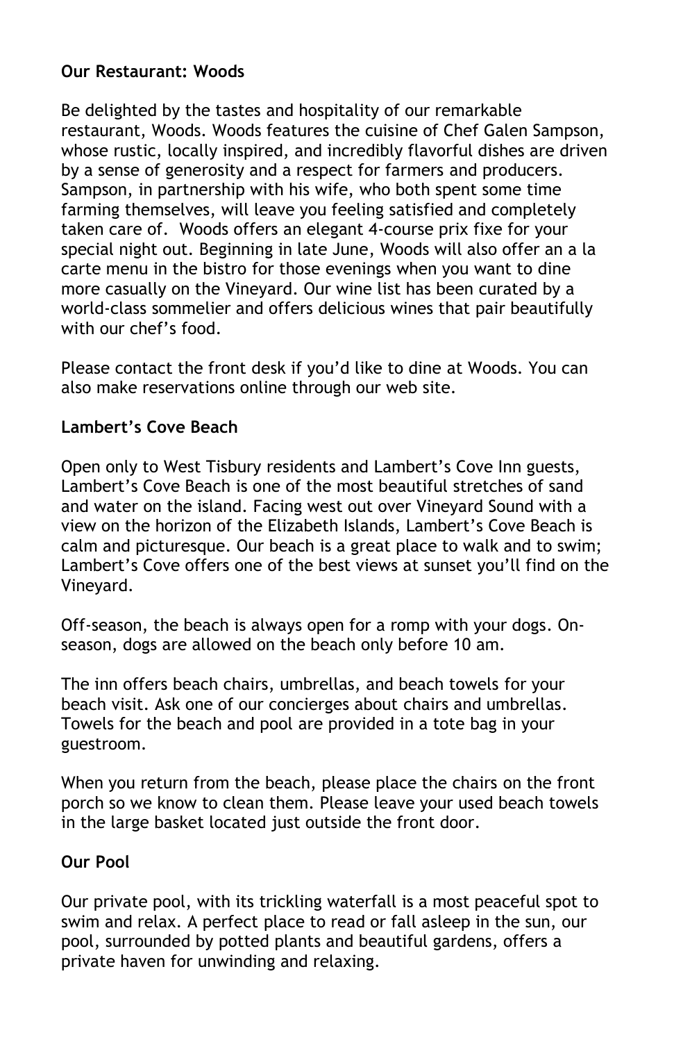**Our Restaurant: Woods**

Be delighted by the tastes and hospitality of our remarkable restaurant, Woods. Woods features the cuisine of Chef Galen Sampson, whose rustic, locally inspired, and incredibly flavorful dishes are driven by a sense of generosity and a respect for farmers and producers. Sampson, in partnership with his wife, who both spent some time farming themselves, will leave you feeling satisfied and completely taken care of. Woods offers an elegant 4-course prix fixe for your special night out. Beginning in late June, Woods will also offer an a la carte menu in the bistro for those evenings when you want to dine more casually on the Vineyard. Our wine list has been curated by a world-class sommelier and offers delicious wines that pair beautifully with our chef's food.

Please contact the front desk if you'd like to dine at Woods. You can also make reservations online through our web site.

**Lambert's Cove Beach**

Open only to West Tisbury residents and Lambert's Cove Inn guests, Lambert's Cove Beach is one of the most beautiful stretches of sand and water on the island. Facing west out over Vineyard Sound with a view on the horizon of the Elizabeth Islands, Lambert's Cove Beach is calm and picturesque. Our beach is a great place to walk and to swim; Lambert's Cove offers one of the best views at sunset you'll find on the Vineyard.

Off-season, the beach is always open for a romp with your dogs. On-season, dogs are allowed on the beach only before 10 am.

The inn offers beach chairs, umbrellas, and beach towels for your beach visit. Ask one of our concierges about chairs and umbrellas. Towels for the beach and pool are provided in a tote bag in your guestroom.

When you return from the beach, please place the chairs on the front porch so we know to clean them. Please leave your used beach towels in the large basket located just outside the front door.

**Our Pool**

Our private pool, with its trickling waterfall is a most peaceful spot to swim and relax. A perfect place to read or fall asleep in the sun, our pool, surrounded by potted plants and beautiful gardens, offers a private haven for unwinding and relaxing.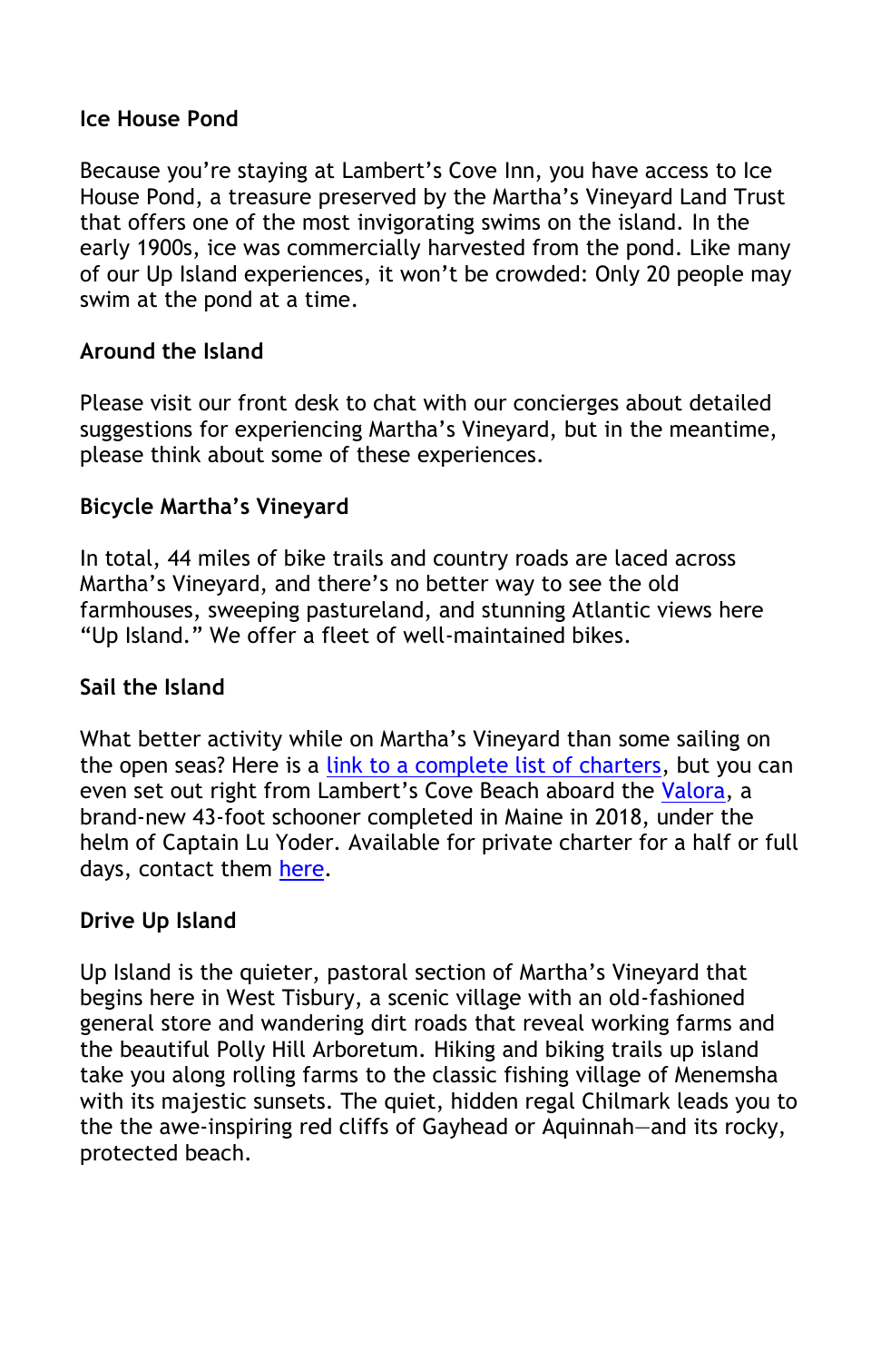**Ice House Pond**

Because you're staying at Lambert's Cove Inn, you have access to Ice House Pond, a treasure preserved by the Martha's Vineyard Land Trust that offers one of the most invigorating swims on the island. In the early 1900s, ice was commercially harvested from the pond. Like many of our Up Island experiences, it won't be crowded: Only 20 people may swim at the pond at a time.

**Around the Island**

Please visit our front desk to chat with our concierges about detailed suggestions for experiencing Martha's Vineyard, but in the meantime, please think about some of these experiences.

**Bicycle Martha's Vineyard**

In total, 44 miles of bike trails and country roads are laced across Martha's Vineyard, and there's no better way to see the old farmhouses, sweeping pastureland, and stunning Atlantic views here "Up Island." We offer a fleet of well-maintained bikes.

**Sail the Island**

What better activity while on Martha's Vineyard than some sailing on the open seas? Here is a link to a complete list of charters, but you can even set out right from Lambert's Cove Beach aboard the Valora, a brand-new 43-foot schooner completed in Maine in 2018, under the helm of Captain Lu Yoder. Available for private charter for a half or full days, contact them here.

**Drive Up Island**

Up Island is the quieter, pastoral section of Martha's Vineyard that begins here in West Tisbury, a scenic village with an old-fashioned general store and wandering dirt roads that reveal working farms and the beautiful Polly Hill Arboretum. Hiking and biking trails up island take you along rolling farms to the classic fishing village of Menemsha with its majestic sunsets. The quiet, hidden regal Chilmark leads you to the the awe-inspiring red cliffs of Gayhead or Aquinnah—and its rocky, protected beach.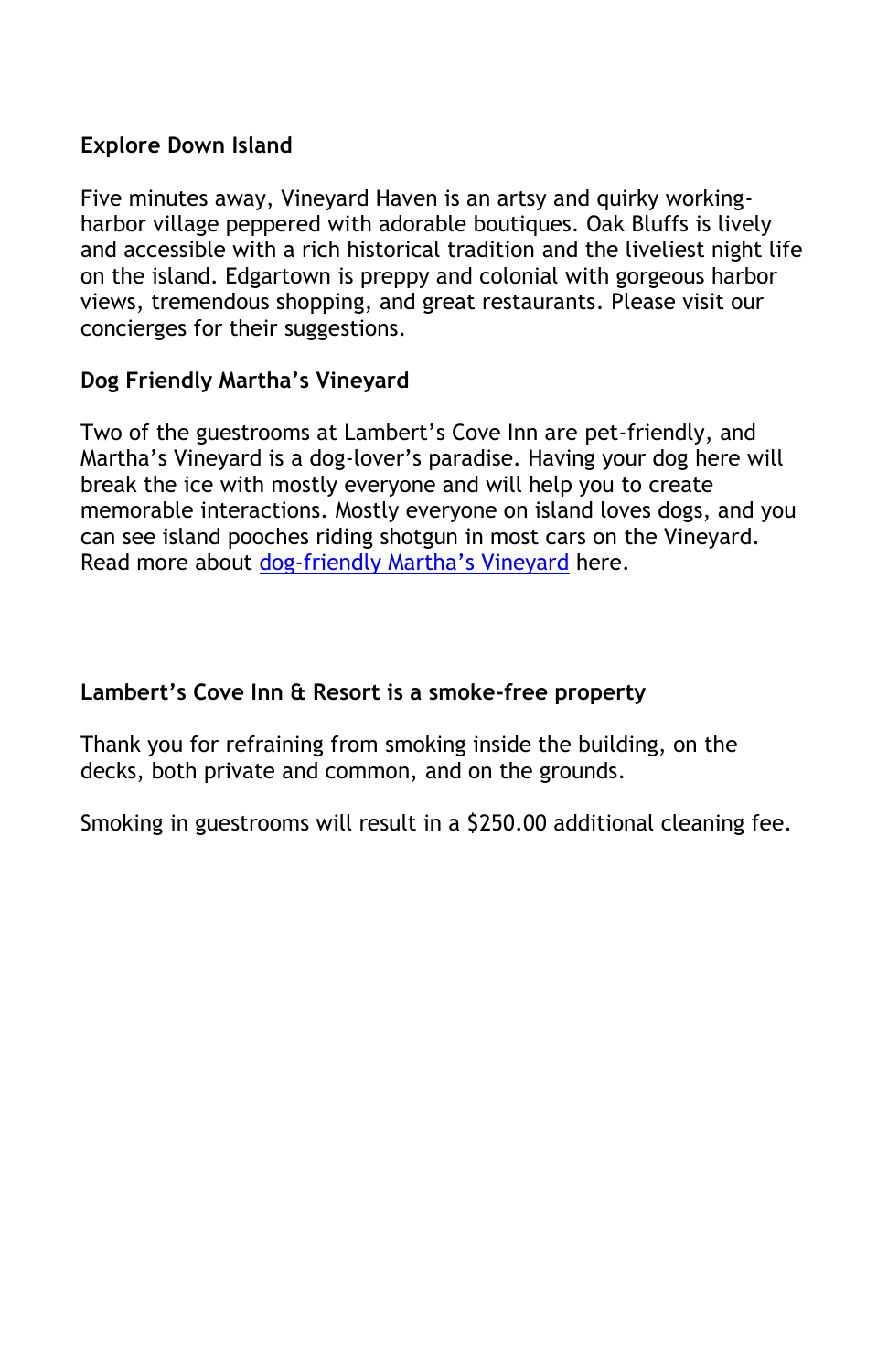**Explore Down Island**

Five minutes away, Vineyard Haven is an artsy and quirky working-harbor village peppered with adorable boutiques. Oak Bluffs is lively and accessible with a rich historical tradition and the liveliest night life on the island. Edgartown is preppy and colonial with gorgeous harbor views, tremendous shopping, and great restaurants. Please visit our concierges for their suggestions.

**Dog Friendly Martha's Vineyard**

Two of the guestrooms at Lambert's Cove Inn are pet-friendly, and Martha's Vineyard is a dog-lover's paradise. Having your dog here will break the ice with mostly everyone and will help you to create memorable interactions. Mostly everyone on island loves dogs, and you can see island pooches riding shotgun in most cars on the Vineyard. Read more about dog-friendly Martha's Vineyard here.

**Lambert's Cove Inn & Resort is a smoke-free property**

Thank you for refraining from smoking inside the building, on the decks, both private and common, and on the grounds.

Smoking in guestrooms will result in a $250.00 additional cleaning fee.